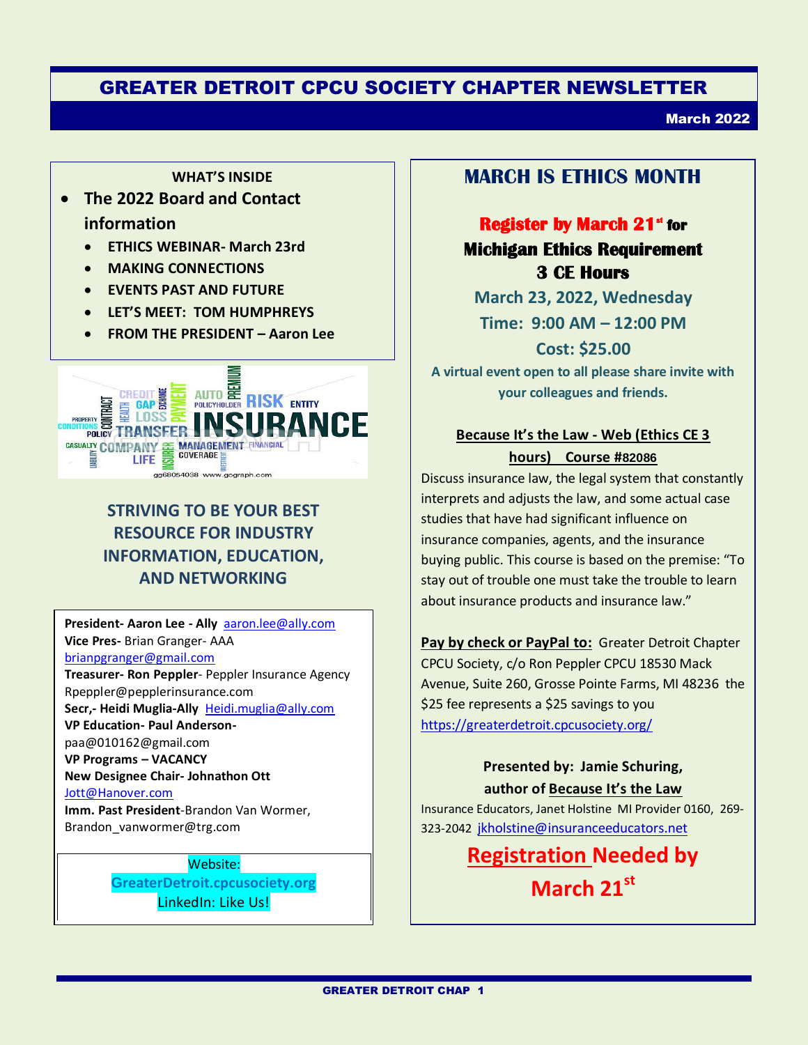# GREATER DETROIT CPCU SOCIETY CHAPTER NEWSLETTER

**March 2022**

**WHAT'S INSIDE**

- **The 2022 Board and Contact information**
  - **ETHICS WEBINAR- March 23rd**
  - **MAKING CONNECTIONS**
  - **EVENTS PAST AND FUTURE**
  - **LET'S MEET: TOM HUMPHREYS**
  - **FROM THE PRESIDENT – Aaron Lee**

## STRIVING TO BE YOUR BEST RESOURCE FOR INDUSTRY INFORMATION, EDUCATION, AND NETWORKING

**President- Aaron Lee - Ally** aaron.lee@ally.com
**Vice Pres-** Brian Granger- AAA brianpgranger@gmail.com
**Treasurer- Ron Peppler**- Peppler Insurance Agency Rpeppler@pepplerinsurance.com
**Secr,- Heidi Muglia-Ally** Heidi.muglia@ally.com
**VP Education- Paul Anderson-** paa@010162@gmail.com
**VP Programs – VACANCY**
**New Designee Chair- Johnathon Ott** Jott@Hanover.com
**Imm. Past President**-Brandon Van Wormer, Brandon_vanwormer@trg.com

Website:
**GreaterDetroit.cpcusociety.org**
LinkedIn: Like Us!

## MARCH IS ETHICS MONTH

**Register by March 21st for**
**Michigan Ethics Requirement**
**3 CE Hours**

**March 23, 2022, Wednesday**
**Time: 9:00 AM – 12:00 PM**
**Cost: $25.00**

**A virtual event open to all please share invite with your colleagues and friends.**

**Because It's the Law - Web (Ethics CE 3 hours) Course #82086**

Discuss insurance law, the legal system that constantly interprets and adjusts the law, and some actual case studies that have had significant influence on insurance companies, agents, and the insurance buying public. This course is based on the premise: "To stay out of trouble one must take the trouble to learn about insurance products and insurance law."

**Pay by check or PayPal to:** Greater Detroit Chapter CPCU Society, c/o Ron Peppler CPCU 18530 Mack Avenue, Suite 260, Grosse Pointe Farms, MI 48236 the $25 fee represents a $25 savings to you https://greaterdetroit.cpcusociety.org/

**Presented by: Jamie Schuring, author of Because It's the Law**

Insurance Educators, Janet Holstine MI Provider 0160, 269-323-2042 jkholstine@insuranceeducators.net

**Registration Needed by March 21st**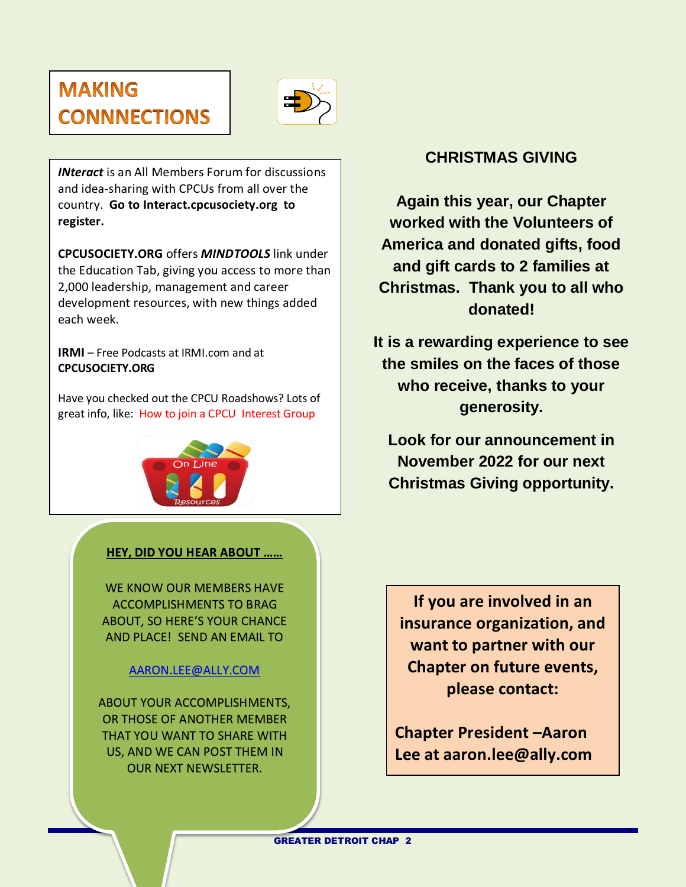# MAKING CONNNECTIONS

***INteract*** is an All Members Forum for discussions and idea-sharing with CPCUs from all over the country. **Go to Interact.cpcusociety.org to register.**

**CPCUSOCIETY.ORG** offers ***MINDTOOLS*** link under the Education Tab, giving you access to more than 2,000 leadership, management and career development resources, with new things added each week.

**IRMI** – Free Podcasts at IRMI.com and at **CPCUSOCIETY.ORG**

Have you checked out the CPCU Roadshows? Lots of great info, like: How to join a CPCU Interest Group

**HEY, DID YOU HEAR ABOUT ……**

WE KNOW OUR MEMBERS HAVE ACCOMPLISHMENTS TO BRAG ABOUT, SO HERE'S YOUR CHANCE AND PLACE! SEND AN EMAIL TO

AARON.LEE@ALLY.COM

ABOUT YOUR ACCOMPLISHMENTS, OR THOSE OF ANOTHER MEMBER THAT YOU WANT TO SHARE WITH US, AND WE CAN POST THEM IN OUR NEXT NEWSLETTER.

## CHRISTMAS GIVING

**Again this year, our Chapter worked with the Volunteers of America and donated gifts, food and gift cards to 2 families at Christmas. Thank you to all who donated!**

**It is a rewarding experience to see the smiles on the faces of those who receive, thanks to your generosity.**

**Look for our announcement in November 2022 for our next Christmas Giving opportunity.**

**If you are involved in an insurance organization, and want to partner with our Chapter on future events, please contact:**

**Chapter President –Aaron Lee at aaron.lee@ally.com**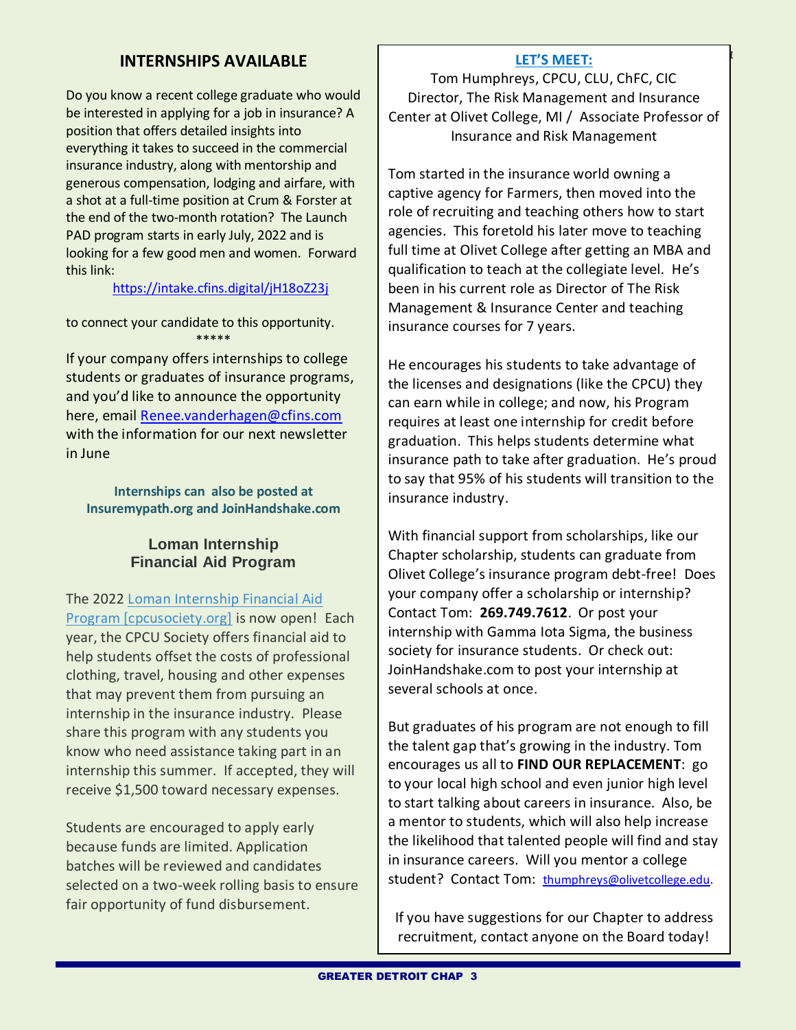## INTERNSHIPS AVAILABLE

Do you know a recent college graduate who would be interested in applying for a job in insurance? A position that offers detailed insights into everything it takes to succeed in the commercial insurance industry, along with mentorship and generous compensation, lodging and airfare, with a shot at a full-time position at Crum & Forster at the end of the two-month rotation? The Launch PAD program starts in early July, 2022 and is looking for a few good men and women. Forward this link:

https://intake.cfins.digital/jH18oZ23j

to connect your candidate to this opportunity.

*****

If your company offers internships to college students or graduates of insurance programs, and you'd like to announce the opportunity here, email Renee.vanderhagen@cfins.com with the information for our next newsletter in June

**Internships can also be posted at Insuremypath.org and JoinHandshake.com**

### Loman Internship Financial Aid Program

The 2022 Loman Internship Financial Aid Program [cpcusociety.org] is now open! Each year, the CPCU Society offers financial aid to help students offset the costs of professional clothing, travel, housing and other expenses that may prevent them from pursuing an internship in the insurance industry. Please share this program with any students you know who need assistance taking part in an internship this summer. If accepted, they will receive $1,500 toward necessary expenses.

Students are encouraged to apply early because funds are limited. Application batches will be reviewed and candidates selected on a two-week rolling basis to ensure fair opportunity of fund disbursement.

## LET'S MEET:

Tom Humphreys, CPCU, CLU, ChFC, CIC
Director, The Risk Management and Insurance Center at Olivet College, MI / Associate Professor of Insurance and Risk Management

Tom started in the insurance world owning a captive agency for Farmers, then moved into the role of recruiting and teaching others how to start agencies. This foretold his later move to teaching full time at Olivet College after getting an MBA and qualification to teach at the collegiate level. He's been in his current role as Director of The Risk Management & Insurance Center and teaching insurance courses for 7 years.

He encourages his students to take advantage of the licenses and designations (like the CPCU) they can earn while in college; and now, his Program requires at least one internship for credit before graduation. This helps students determine what insurance path to take after graduation. He's proud to say that 95% of his students will transition to the insurance industry.

With financial support from scholarships, like our Chapter scholarship, students can graduate from Olivet College's insurance program debt-free! Does your company offer a scholarship or internship? Contact Tom: **269.749.7612**. Or post your internship with Gamma Iota Sigma, the business society for insurance students. Or check out: JoinHandshake.com to post your internship at several schools at once.

But graduates of his program are not enough to fill the talent gap that's growing in the industry. Tom encourages us all to **FIND OUR REPLACEMENT**: go to your local high school and even junior high level to start talking about careers in insurance. Also, be a mentor to students, which will also help increase the likelihood that talented people will find and stay in insurance careers. Will you mentor a college student? Contact Tom: thumphreys@olivetcollege.edu.

If you have suggestions for our Chapter to address recruitment, contact anyone on the Board today!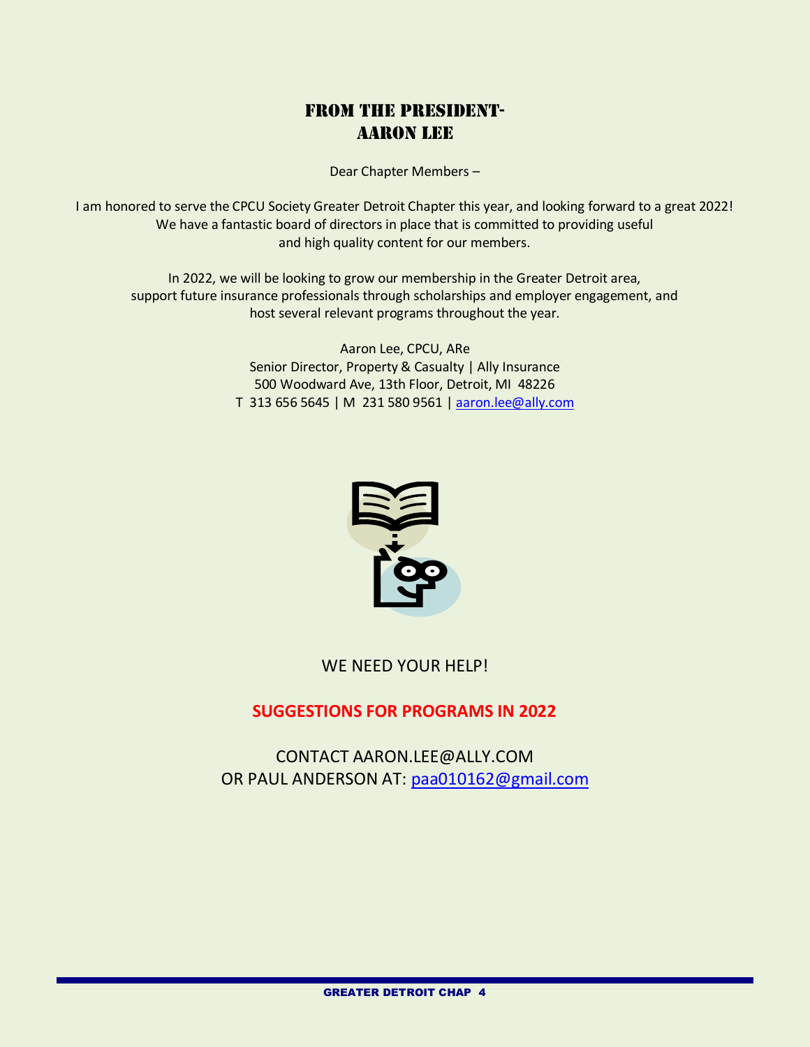## FROM THE PRESIDENT- AARON LEE

Dear Chapter Members –

I am honored to serve the CPCU Society Greater Detroit Chapter this year, and looking forward to a great 2022! We have a fantastic board of directors in place that is committed to providing useful and high quality content for our members.

In 2022, we will be looking to grow our membership in the Greater Detroit area, support future insurance professionals through scholarships and employer engagement, and host several relevant programs throughout the year.

Aaron Lee, CPCU, ARe
Senior Director, Property & Casualty | Ally Insurance
500 Woodward Ave, 13th Floor, Detroit, MI 48226
T 313 656 5645 | M 231 580 9561 | aaron.lee@ally.com

WE NEED YOUR HELP!

**SUGGESTIONS FOR PROGRAMS IN 2022**

CONTACT AARON.LEE@ALLY.COM
OR PAUL ANDERSON AT: paa010162@gmail.com